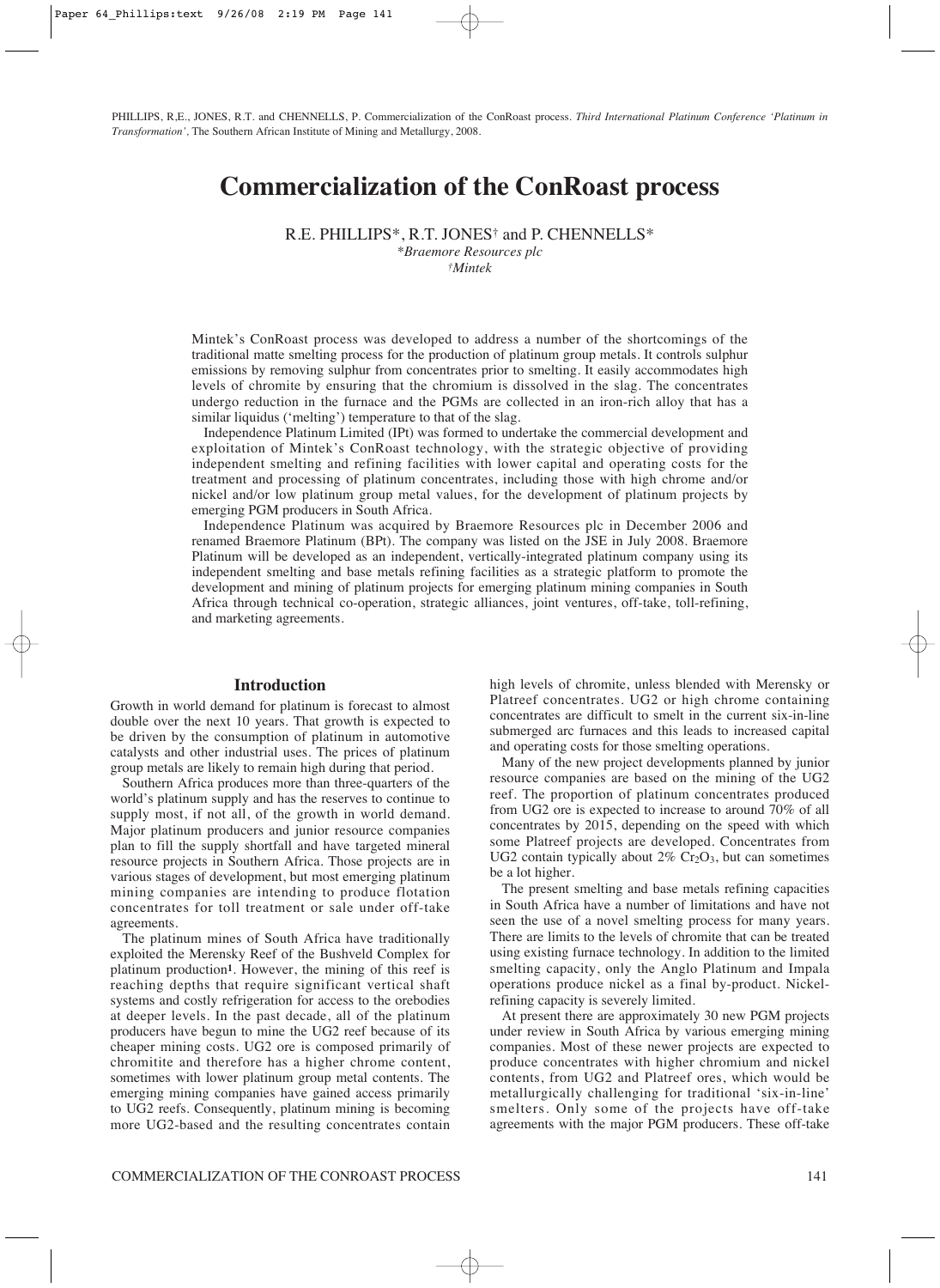PHILLIPS, R.E., JONES, R.T. and CHENNELLS, P. Commercialization of the ConRoast process. *Third International Platinum Conference 'Platinum in Transformation'*, The Southern African Institute of Mining and Metallurgy, 2008.

# Commercialization of the ConRoast process

R.E. PHILLIPS*, R.T. JONES† and P. CHENNELLS*

*\*Braemore Resources plc*
*†Mintek*

Mintek's ConRoast process was developed to address a number of the shortcomings of the traditional matte smelting process for the production of platinum group metals. It controls sulphur emissions by removing sulphur from concentrates prior to smelting. It easily accommodates high levels of chromite by ensuring that the chromium is dissolved in the slag. The concentrates undergo reduction in the furnace and the PGMs are collected in an iron-rich alloy that has a similar liquidus ('melting') temperature to that of the slag.

Independence Platinum Limited (IPt) was formed to undertake the commercial development and exploitation of Mintek's ConRoast technology, with the strategic objective of providing independent smelting and refining facilities with lower capital and operating costs for the treatment and processing of platinum concentrates, including those with high chrome and/or nickel and/or low platinum group metal values, for the development of platinum projects by emerging PGM producers in South Africa.

Independence Platinum was acquired by Braemore Resources plc in December 2006 and renamed Braemore Platinum (BPt). The company was listed on the JSE in July 2008. Braemore Platinum will be developed as an independent, vertically-integrated platinum company using its independent smelting and base metals refining facilities as a strategic platform to promote the development and mining of platinum projects for emerging platinum mining companies in South Africa through technical co-operation, strategic alliances, joint ventures, off-take, toll-refining, and marketing agreements.

## Introduction

Growth in world demand for platinum is forecast to almost double over the next 10 years. That growth is expected to be driven by the consumption of platinum in automotive catalysts and other industrial uses. The prices of platinum group metals are likely to remain high during that period.

Southern Africa produces more than three-quarters of the world's platinum supply and has the reserves to continue to supply most, if not all, of the growth in world demand. Major platinum producers and junior resource companies plan to fill the supply shortfall and have targeted mineral resource projects in Southern Africa. Those projects are in various stages of development, but most emerging platinum mining companies are intending to produce flotation concentrates for toll treatment or sale under off-take agreements.

The platinum mines of South Africa have traditionally exploited the Merensky Reef of the Bushveld Complex for platinum production[1]. However, the mining of this reef is reaching depths that require significant vertical shaft systems and costly refrigeration for access to the orebodies at deeper levels. In the past decade, all of the platinum producers have begun to mine the UG2 reef because of its cheaper mining costs. UG2 ore is composed primarily of chromitite and therefore has a higher chrome content, sometimes with lower platinum group metal contents. The emerging mining companies have gained access primarily to UG2 reefs. Consequently, platinum mining is becoming more UG2-based and the resulting concentrates contain high levels of chromite, unless blended with Merensky or Platreef concentrates. UG2 or high chrome containing concentrates are difficult to smelt in the current six-in-line submerged arc furnaces and this leads to increased capital and operating costs for those smelting operations.

Many of the new project developments planned by junior resource companies are based on the mining of the UG2 reef. The proportion of platinum concentrates produced from UG2 ore is expected to increase to around 70% of all concentrates by 2015, depending on the speed with which some Platreef projects are developed. Concentrates from UG2 contain typically about 2% $Cr_2O_3$, but can sometimes be a lot higher.

The present smelting and base metals refining capacities in South Africa have a number of limitations and have not seen the use of a novel smelting process for many years. There are limits to the levels of chromite that can be treated using existing furnace technology. In addition to the limited smelting capacity, only the Anglo Platinum and Impala operations produce nickel as a final by-product. Nickel-refining capacity is severely limited.

At present there are approximately 30 new PGM projects under review in South Africa by various emerging mining companies. Most of these newer projects are expected to produce concentrates with higher chromium and nickel contents, from UG2 and Platreef ores, which would be metallurgically challenging for traditional 'six-in-line' smelters. Only some of the projects have off-take agreements with the major PGM producers. These off-take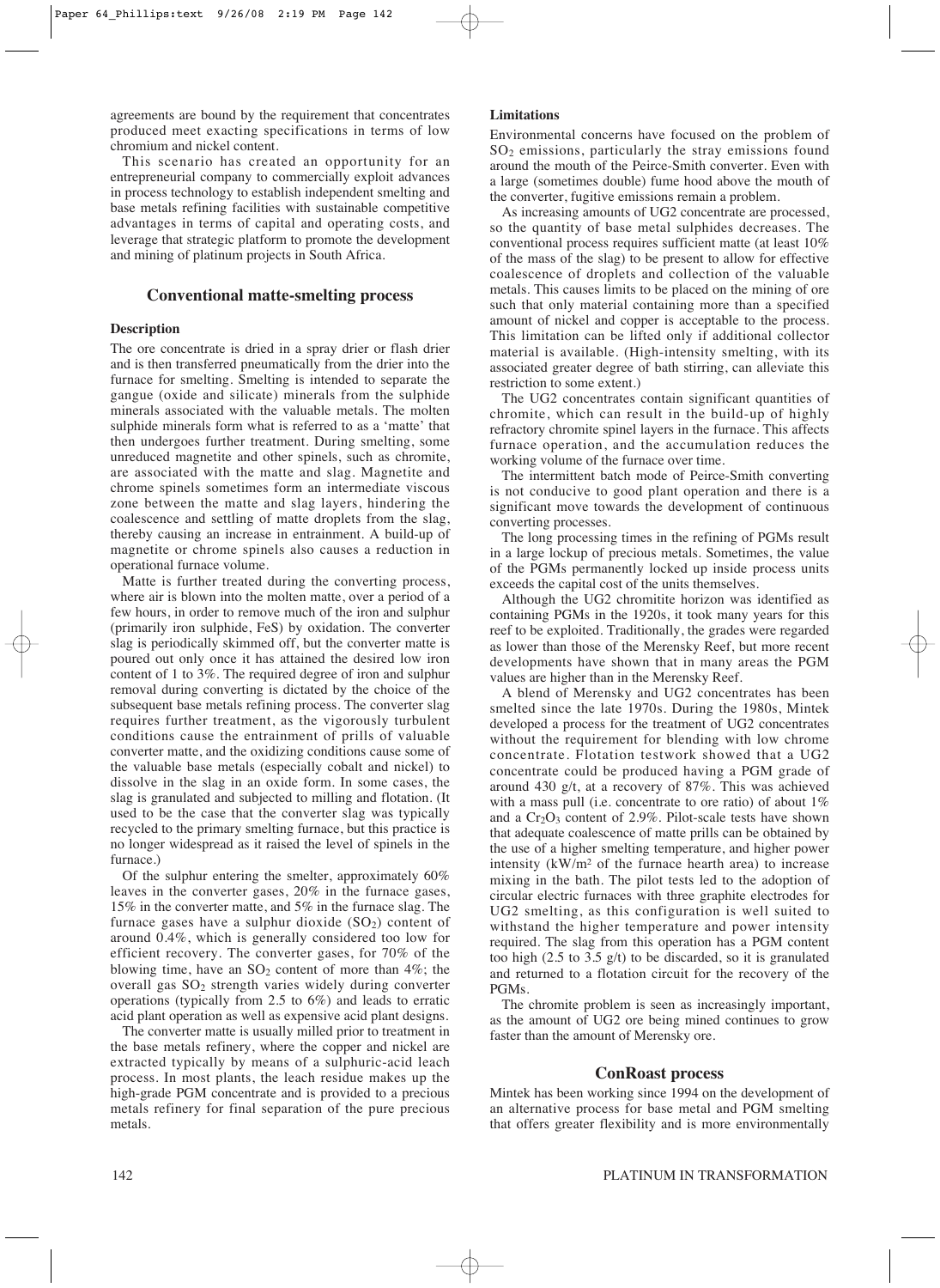agreements are bound by the requirement that concentrates produced meet exacting specifications in terms of low chromium and nickel content.

This scenario has created an opportunity for an entrepreneurial company to commercially exploit advances in process technology to establish independent smelting and base metals refining facilities with sustainable competitive advantages in terms of capital and operating costs, and leverage that strategic platform to promote the development and mining of platinum projects in South Africa.

## Conventional matte-smelting process

### Description

The ore concentrate is dried in a spray drier or flash drier and is then transferred pneumatically from the drier into the furnace for smelting. Smelting is intended to separate the gangue (oxide and silicate) minerals from the sulphide minerals associated with the valuable metals. The molten sulphide minerals form what is referred to as a 'matte' that then undergoes further treatment. During smelting, some unreduced magnetite and other spinels, such as chromite, are associated with the matte and slag. Magnetite and chrome spinels sometimes form an intermediate viscous zone between the matte and slag layers, hindering the coalescence and settling of matte droplets from the slag, thereby causing an increase in entrainment. A build-up of magnetite or chrome spinels also causes a reduction in operational furnace volume.

Matte is further treated during the converting process, where air is blown into the molten matte, over a period of a few hours, in order to remove much of the iron and sulphur (primarily iron sulphide, FeS) by oxidation. The converter slag is periodically skimmed off, but the converter matte is poured out only once it has attained the desired low iron content of 1 to 3%. The required degree of iron and sulphur removal during converting is dictated by the choice of the subsequent base metals refining process. The converter slag requires further treatment, as the vigorously turbulent conditions cause the entrainment of prills of valuable converter matte, and the oxidizing conditions cause some of the valuable base metals (especially cobalt and nickel) to dissolve in the slag in an oxide form. In some cases, the slag is granulated and subjected to milling and flotation. (It used to be the case that the converter slag was typically recycled to the primary smelting furnace, but this practice is no longer widespread as it raised the level of spinels in the furnace.)

Of the sulphur entering the smelter, approximately 60% leaves in the converter gases, 20% in the furnace gases, 15% in the converter matte, and 5% in the furnace slag. The furnace gases have a sulphur dioxide ($SO_2$) content of around 0.4%, which is generally considered too low for efficient recovery. The converter gases, for 70% of the blowing time, have an $SO_2$ content of more than 4%; the overall gas $SO_2$ strength varies widely during converter operations (typically from 2.5 to 6%) and leads to erratic acid plant operation as well as expensive acid plant designs.

The converter matte is usually milled prior to treatment in the base metals refinery, where the copper and nickel are extracted typically by means of a sulphuric-acid leach process. In most plants, the leach residue makes up the high-grade PGM concentrate and is provided to a precious metals refinery for final separation of the pure precious metals.

### Limitations

Environmental concerns have focused on the problem of $SO_2$ emissions, particularly the stray emissions found around the mouth of the Peirce-Smith converter. Even with a large (sometimes double) fume hood above the mouth of the converter, fugitive emissions remain a problem.

As increasing amounts of UG2 concentrate are processed, so the quantity of base metal sulphides decreases. The conventional process requires sufficient matte (at least 10% of the mass of the slag) to be present to allow for effective coalescence of droplets and collection of the valuable metals. This causes limits to be placed on the mining of ore such that only material containing more than a specified amount of nickel and copper is acceptable to the process. This limitation can be lifted only if additional collector material is available. (High-intensity smelting, with its associated greater degree of bath stirring, can alleviate this restriction to some extent.)

The UG2 concentrates contain significant quantities of chromite, which can result in the build-up of highly refractory chromite spinel layers in the furnace. This affects furnace operation, and the accumulation reduces the working volume of the furnace over time.

The intermittent batch mode of Peirce-Smith converting is not conducive to good plant operation and there is a significant move towards the development of continuous converting processes.

The long processing times in the refining of PGMs result in a large lockup of precious metals. Sometimes, the value of the PGMs permanently locked up inside process units exceeds the capital cost of the units themselves.

Although the UG2 chromitite horizon was identified as containing PGMs in the 1920s, it took many years for this reef to be exploited. Traditionally, the grades were regarded as lower than those of the Merensky Reef, but more recent developments have shown that in many areas the PGM values are higher than in the Merensky Reef.

A blend of Merensky and UG2 concentrates has been smelted since the late 1970s. During the 1980s, Mintek developed a process for the treatment of UG2 concentrates without the requirement for blending with low chrome concentrate. Flotation testwork showed that a UG2 concentrate could be produced having a PGM grade of around 430 g/t, at a recovery of 87%. This was achieved with a mass pull (i.e. concentrate to ore ratio) of about 1% and a $Cr_2O_3$ content of 2.9%. Pilot-scale tests have shown that adequate coalescence of matte prills can be obtained by the use of a higher smelting temperature, and higher power intensity (kW/m$^2$ of the furnace hearth area) to increase mixing in the bath. The pilot tests led to the adoption of circular electric furnaces with three graphite electrodes for UG2 smelting, as this configuration is well suited to withstand the higher temperature and power intensity required. The slag from this operation has a PGM content too high (2.5 to 3.5 g/t) to be discarded, so it is granulated and returned to a flotation circuit for the recovery of the PGMs.

The chromite problem is seen as increasingly important, as the amount of UG2 ore being mined continues to grow faster than the amount of Merensky ore.

## ConRoast process

Mintek has been working since 1994 on the development of an alternative process for base metal and PGM smelting that offers greater flexibility and is more environmentally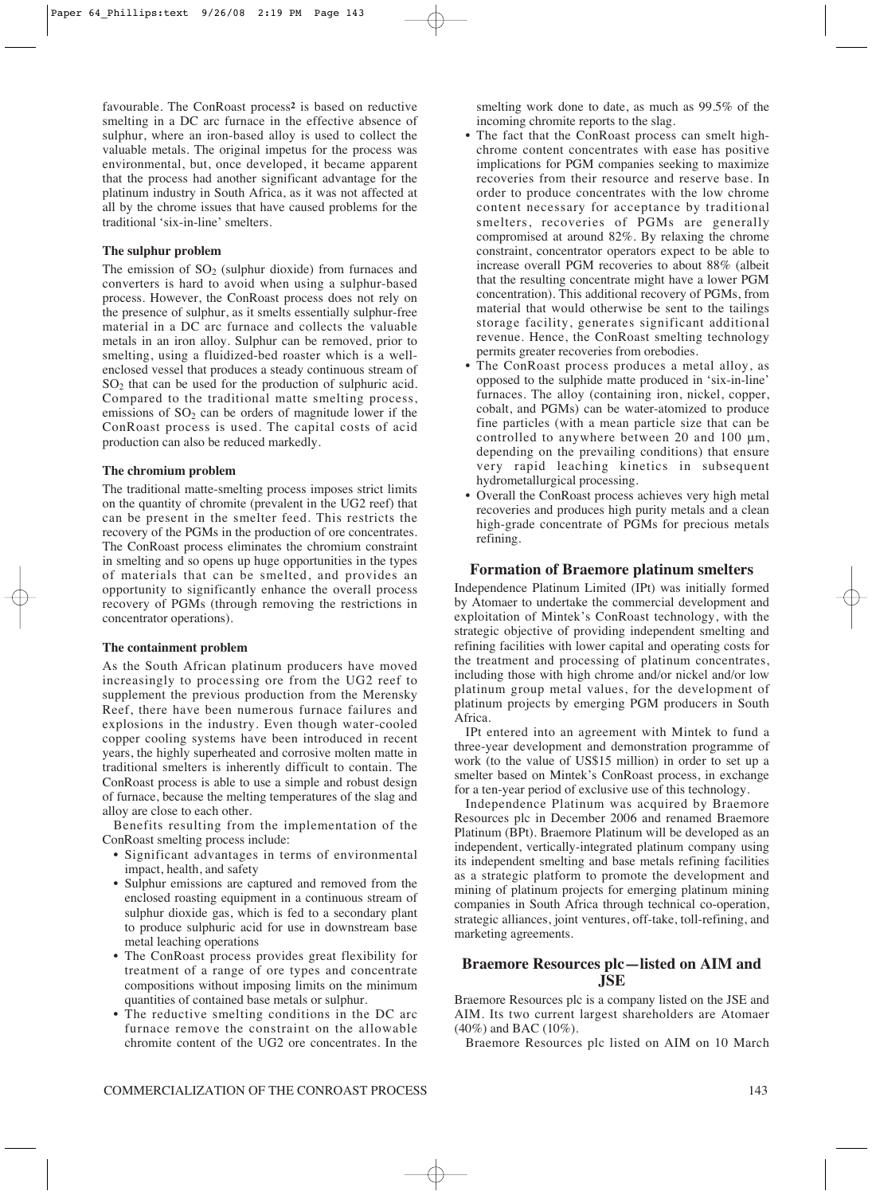favourable. The ConRoast process[2] is based on reductive smelting in a DC arc furnace in the effective absence of sulphur, where an iron-based alloy is used to collect the valuable metals. The original impetus for the process was environmental, but, once developed, it became apparent that the process had another significant advantage for the platinum industry in South Africa, as it was not affected at all by the chrome issues that have caused problems for the traditional 'six-in-line' smelters.

#### The sulphur problem

The emission of $SO_2$ (sulphur dioxide) from furnaces and converters is hard to avoid when using a sulphur-based process. However, the ConRoast process does not rely on the presence of sulphur, as it smelts essentially sulphur-free material in a DC arc furnace and collects the valuable metals in an iron alloy. Sulphur can be removed, prior to smelting, using a fluidized-bed roaster which is a well-enclosed vessel that produces a steady continuous stream of $SO_2$ that can be used for the production of sulphuric acid. Compared to the traditional matte smelting process, emissions of $SO_2$ can be orders of magnitude lower if the ConRoast process is used. The capital costs of acid production can also be reduced markedly.

#### The chromium problem

The traditional matte-smelting process imposes strict limits on the quantity of chromite (prevalent in the UG2 reef) that can be present in the smelter feed. This restricts the recovery of the PGMs in the production of ore concentrates. The ConRoast process eliminates the chromium constraint in smelting and so opens up huge opportunities in the types of materials that can be smelted, and provides an opportunity to significantly enhance the overall process recovery of PGMs (through removing the restrictions in concentrator operations).

#### The containment problem

As the South African platinum producers have moved increasingly to processing ore from the UG2 reef to supplement the previous production from the Merensky Reef, there have been numerous furnace failures and explosions in the industry. Even though water-cooled copper cooling systems have been introduced in recent years, the highly superheated and corrosive molten matte in traditional smelters is inherently difficult to contain. The ConRoast process is able to use a simple and robust design of furnace, because the melting temperatures of the slag and alloy are close to each other.

Benefits resulting from the implementation of the ConRoast smelting process include:

- Significant advantages in terms of environmental impact, health, and safety
- Sulphur emissions are captured and removed from the enclosed roasting equipment in a continuous stream of sulphur dioxide gas, which is fed to a secondary plant to produce sulphuric acid for use in downstream base metal leaching operations
- The ConRoast process provides great flexibility for treatment of a range of ore types and concentrate compositions without imposing limits on the minimum quantities of contained base metals or sulphur.
- The reductive smelting conditions in the DC arc furnace remove the constraint on the allowable chromite content of the UG2 ore concentrates. In the smelting work done to date, as much as 99.5% of the incoming chromite reports to the slag.
- The fact that the ConRoast process can smelt high-chrome content concentrates with ease has positive implications for PGM companies seeking to maximize recoveries from their resource and reserve base. In order to produce concentrates with the low chrome content necessary for acceptance by traditional smelters, recoveries of PGMs are generally compromised at around 82%. By relaxing the chrome constraint, concentrator operators expect to be able to increase overall PGM recoveries to about 88% (albeit that the resulting concentrate might have a lower PGM concentration). This additional recovery of PGMs, from material that would otherwise be sent to the tailings storage facility, generates significant additional revenue. Hence, the ConRoast smelting technology permits greater recoveries from orebodies.
- The ConRoast process produces a metal alloy, as opposed to the sulphide matte produced in 'six-in-line' furnaces. The alloy (containing iron, nickel, copper, cobalt, and PGMs) can be water-atomized to produce fine particles (with a mean particle size that can be controlled to anywhere between 20 and 100 μm, depending on the prevailing conditions) that ensure very rapid leaching kinetics in subsequent hydrometallurgical processing.
- Overall the ConRoast process achieves very high metal recoveries and produces high purity metals and a clean high-grade concentrate of PGMs for precious metals refining.

### Formation of Braemore platinum smelters

Independence Platinum Limited (IPt) was initially formed by Atomaer to undertake the commercial development and exploitation of Mintek's ConRoast technology, with the strategic objective of providing independent smelting and refining facilities with lower capital and operating costs for the treatment and processing of platinum concentrates, including those with high chrome and/or nickel and/or low platinum group metal values, for the development of platinum projects by emerging PGM producers in South Africa.

IPt entered into an agreement with Mintek to fund a three-year development and demonstration programme of work (to the value of US$15 million) in order to set up a smelter based on Mintek's ConRoast process, in exchange for a ten-year period of exclusive use of this technology.

Independence Platinum was acquired by Braemore Resources plc in December 2006 and renamed Braemore Platinum (BPt). Braemore Platinum will be developed as an independent, vertically-integrated platinum company using its independent smelting and base metals refining facilities as a strategic platform to promote the development and mining of platinum projects for emerging platinum mining companies in South Africa through technical co-operation, strategic alliances, joint ventures, off-take, toll-refining, and marketing agreements.

### Braemore Resources plc—listed on AIM and JSE

Braemore Resources plc is a company listed on the JSE and AIM. Its two current largest shareholders are Atomaer (40%) and BAC (10%).

Braemore Resources plc listed on AIM on 10 March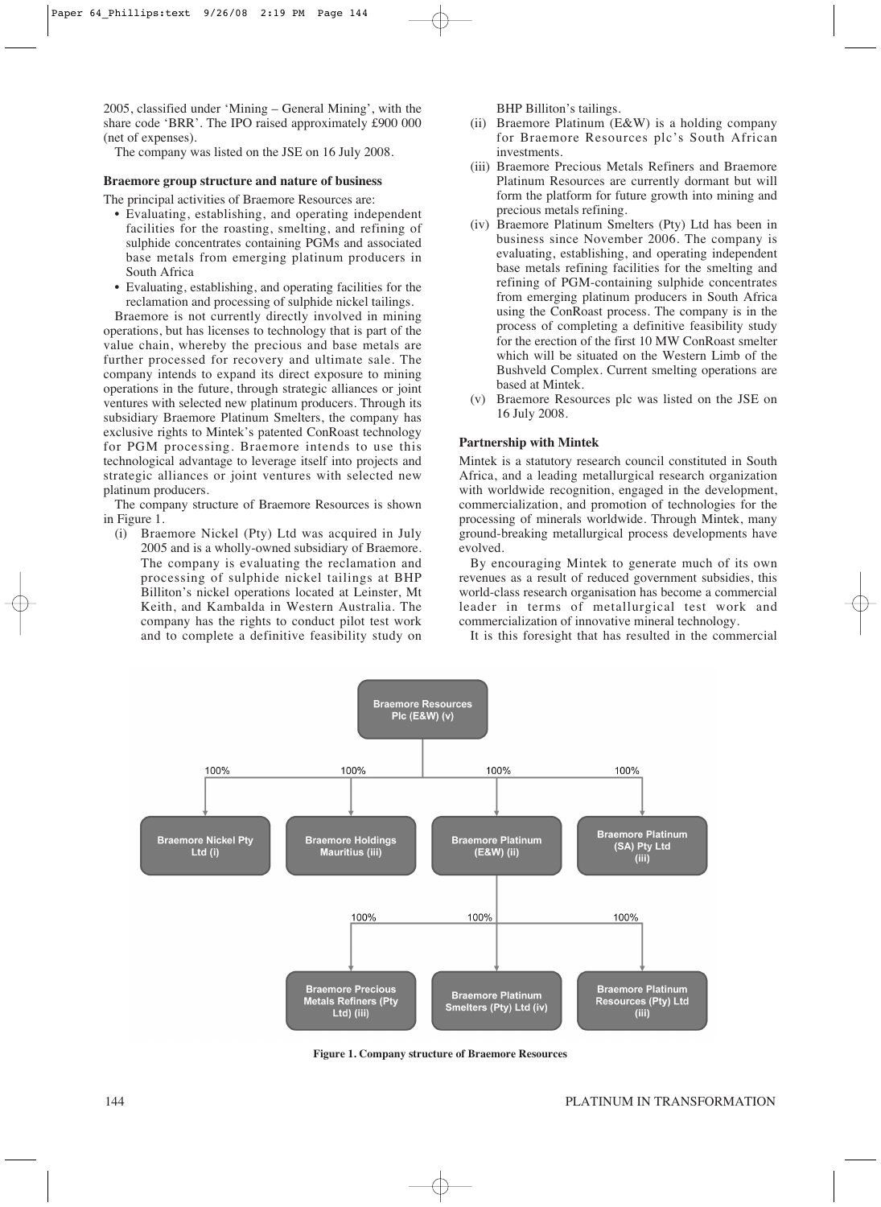2005, classified under 'Mining – General Mining', with the share code 'BRR'. The IPO raised approximately £900 000 (net of expenses).

The company was listed on the JSE on 16 July 2008.

### Braemore group structure and nature of business

The principal activities of Braemore Resources are:

- Evaluating, establishing, and operating independent facilities for the roasting, smelting, and refining of sulphide concentrates containing PGMs and associated base metals from emerging platinum producers in South Africa
- Evaluating, establishing, and operating facilities for the reclamation and processing of sulphide nickel tailings.

Braemore is not currently directly involved in mining operations, but has licenses to technology that is part of the value chain, whereby the precious and base metals are further processed for recovery and ultimate sale. The company intends to expand its direct exposure to mining operations in the future, through strategic alliances or joint ventures with selected new platinum producers. Through its subsidiary Braemore Platinum Smelters, the company has exclusive rights to Mintek's patented ConRoast technology for PGM processing. Braemore intends to use this technological advantage to leverage itself into projects and strategic alliances or joint ventures with selected new platinum producers.

The company structure of Braemore Resources is shown in Figure 1.

(i) Braemore Nickel (Pty) Ltd was acquired in July 2005 and is a wholly-owned subsidiary of Braemore. The company is evaluating the reclamation and processing of sulphide nickel tailings at BHP Billiton's nickel operations located at Leinster, Mt Keith, and Kambalda in Western Australia. The company has the rights to conduct pilot test work and to complete a definitive feasibility study on BHP Billiton's tailings.

(ii) Braemore Platinum (E&W) is a holding company for Braemore Resources plc's South African investments.

(iii) Braemore Precious Metals Refiners and Braemore Platinum Resources are currently dormant but will form the platform for future growth into mining and precious metals refining.

(iv) Braemore Platinum Smelters (Pty) Ltd has been in business since November 2006. The company is evaluating, establishing, and operating independent base metals refining facilities for the smelting and refining of PGM-containing sulphide concentrates from emerging platinum producers in South Africa using the ConRoast process. The company is in the process of completing a definitive feasibility study for the erection of the first 10 MW ConRoast smelter which will be situated on the Western Limb of the Bushveld Complex. Current smelting operations are based at Mintek.

(v) Braemore Resources plc was listed on the JSE on 16 July 2008.

### Partnership with Mintek

Mintek is a statutory research council constituted in South Africa, and a leading metallurgical research organization with worldwide recognition, engaged in the development, commercialization, and promotion of technologies for the processing of minerals worldwide. Through Mintek, many ground-breaking metallurgical process developments have evolved.

By encouraging Mintek to generate much of its own revenues as a result of reduced government subsidies, this world-class research organisation has become a commercial leader in terms of metallurgical test work and commercialization of innovative mineral technology.

It is this foresight that has resulted in the commercial

- Braemore Resources Plc (E&W) (v)
  - 100% Braemore Nickel Pty Ltd (i)
  - 100% Braemore Holdings Mauritius (iii)
  - 100% Braemore Platinum (E&W) (ii)
    - 100% Braemore Precious Metals Refiners (Pty Ltd) (iii)
    - 100% Braemore Platinum Smelters (Pty) Ltd (iv)
    - 100% Braemore Platinum Resources (Pty) Ltd (iii)
  - 100% Braemore Platinum (SA) Pty Ltd (iii)

**Figure 1. Company structure of Braemore Resources**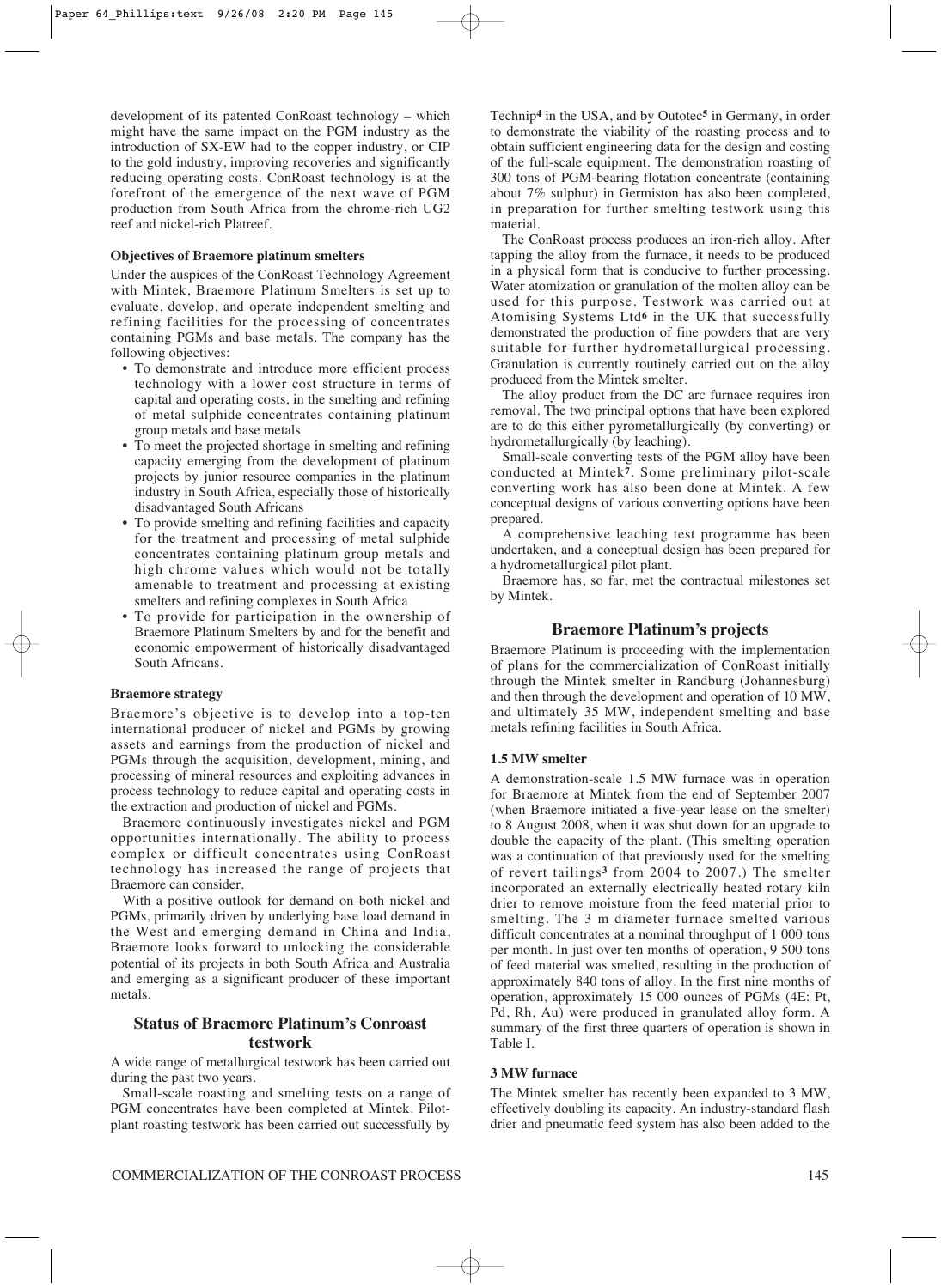development of its patented ConRoast technology – which might have the same impact on the PGM industry as the introduction of SX-EW had to the copper industry, or CIP to the gold industry, improving recoveries and significantly reducing operating costs. ConRoast technology is at the forefront of the emergence of the next wave of PGM production from South Africa from the chrome-rich UG2 reef and nickel-rich Platreef.

### Objectives of Braemore platinum smelters

Under the auspices of the ConRoast Technology Agreement with Mintek, Braemore Platinum Smelters is set up to evaluate, develop, and operate independent smelting and refining facilities for the processing of concentrates containing PGMs and base metals. The company has the following objectives:

- To demonstrate and introduce more efficient process technology with a lower cost structure in terms of capital and operating costs, in the smelting and refining of metal sulphide concentrates containing platinum group metals and base metals
- To meet the projected shortage in smelting and refining capacity emerging from the development of platinum projects by junior resource companies in the platinum industry in South Africa, especially those of historically disadvantaged South Africans
- To provide smelting and refining facilities and capacity for the treatment and processing of metal sulphide concentrates containing platinum group metals and high chrome values which would not be totally amenable to treatment and processing at existing smelters and refining complexes in South Africa
- To provide for participation in the ownership of Braemore Platinum Smelters by and for the benefit and economic empowerment of historically disadvantaged South Africans.

### Braemore strategy

Braemore's objective is to develop into a top-ten international producer of nickel and PGMs by growing assets and earnings from the production of nickel and PGMs through the acquisition, development, mining, and processing of mineral resources and exploiting advances in process technology to reduce capital and operating costs in the extraction and production of nickel and PGMs.

Braemore continuously investigates nickel and PGM opportunities internationally. The ability to process complex or difficult concentrates using ConRoast technology has increased the range of projects that Braemore can consider.

With a positive outlook for demand on both nickel and PGMs, primarily driven by underlying base load demand in the West and emerging demand in China and India, Braemore looks forward to unlocking the considerable potential of its projects in both South Africa and Australia and emerging as a significant producer of these important metals.

## Status of Braemore Platinum's Conroast testwork

A wide range of metallurgical testwork has been carried out during the past two years.

Small-scale roasting and smelting tests on a range of PGM concentrates have been completed at Mintek. Pilot-plant roasting testwork has been carried out successfully by Technip[4] in the USA, and by Outotec[5] in Germany, in order to demonstrate the viability of the roasting process and to obtain sufficient engineering data for the design and costing of the full-scale equipment. The demonstration roasting of 300 tons of PGM-bearing flotation concentrate (containing about 7% sulphur) in Germiston has also been completed, in preparation for further smelting testwork using this material.

The ConRoast process produces an iron-rich alloy. After tapping the alloy from the furnace, it needs to be produced in a physical form that is conducive to further processing. Water atomization or granulation of the molten alloy can be used for this purpose. Testwork was carried out at Atomising Systems Ltd[6] in the UK that successfully demonstrated the production of fine powders that are very suitable for further hydrometallurgical processing. Granulation is currently routinely carried out on the alloy produced from the Mintek smelter.

The alloy product from the DC arc furnace requires iron removal. The two principal options that have been explored are to do this either pyrometallurgically (by converting) or hydrometallurgically (by leaching).

Small-scale converting tests of the PGM alloy have been conducted at Mintek[7]. Some preliminary pilot-scale converting work has also been done at Mintek. A few conceptual designs of various converting options have been prepared.

A comprehensive leaching test programme has been undertaken, and a conceptual design has been prepared for a hydrometallurgical pilot plant.

Braemore has, so far, met the contractual milestones set by Mintek.

## Braemore Platinum's projects

Braemore Platinum is proceeding with the implementation of plans for the commercialization of ConRoast initially through the Mintek smelter in Randburg (Johannesburg) and then through the development and operation of 10 MW, and ultimately 35 MW, independent smelting and base metals refining facilities in South Africa.

### 1.5 MW smelter

A demonstration-scale 1.5 MW furnace was in operation for Braemore at Mintek from the end of September 2007 (when Braemore initiated a five-year lease on the smelter) to 8 August 2008, when it was shut down for an upgrade to double the capacity of the plant. (This smelting operation was a continuation of that previously used for the smelting of revert tailings[3] from 2004 to 2007.) The smelter incorporated an externally electrically heated rotary kiln drier to remove moisture from the feed material prior to smelting. The 3 m diameter furnace smelted various difficult concentrates at a nominal throughput of 1 000 tons per month. In just over ten months of operation, 9 500 tons of feed material was smelted, resulting in the production of approximately 840 tons of alloy. In the first nine months of operation, approximately 15 000 ounces of PGMs (4E: Pt, Pd, Rh, Au) were produced in granulated alloy form. A summary of the first three quarters of operation is shown in Table I.

### 3 MW furnace

The Mintek smelter has recently been expanded to 3 MW, effectively doubling its capacity. An industry-standard flash drier and pneumatic feed system has also been added to the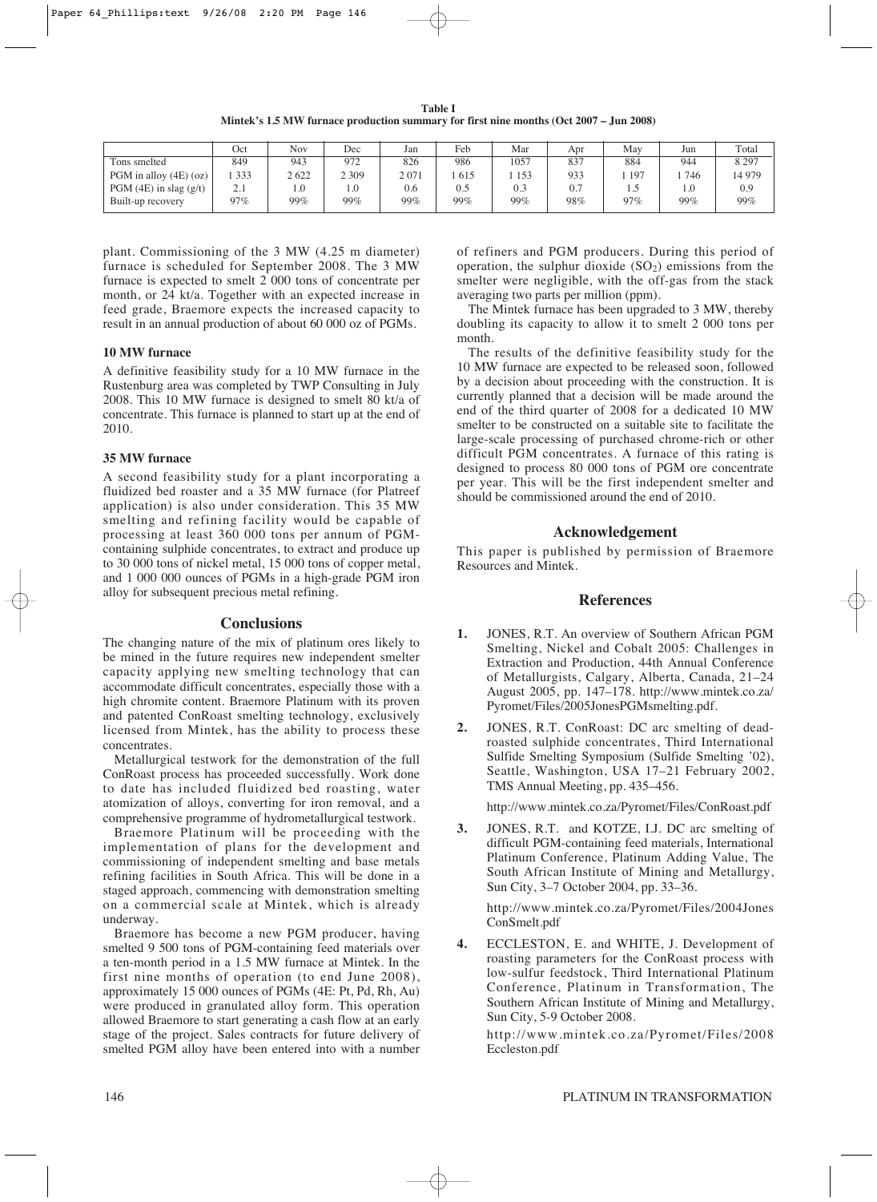**Table I**
**Mintek's 1.5 MW furnace production summary for first nine months (Oct 2007 – Jun 2008)**

| | Oct | Nov | Dec | Jan | Feb | Mar | Apr | May | Jun | Total |
|---|---|---|---|---|---|---|---|---|---|---|
| Tons smelted | 849 | 943 | 972 | 826 | 986 | 1057 | 837 | 884 | 944 | 8 297 |
| PGM in alloy (4E) (oz) | 1 333 | 2 622 | 2 309 | 2 071 | 1 615 | 1 153 | 933 | 1 197 | 1 746 | 14 979 |
| PGM (4E) in slag (g/t) | 2.1 | 1.0 | 1.0 | 0.6 | 0.5 | 0.3 | 0.7 | 1.5 | 1.0 | 0.9 |
| Built-up recovery | 97% | 99% | 99% | 99% | 99% | 99% | 98% | 97% | 99% | 99% |

plant. Commissioning of the 3 MW (4.25 m diameter) furnace is scheduled for September 2008. The 3 MW furnace is expected to smelt 2 000 tons of concentrate per month, or 24 kt/a. Together with an expected increase in feed grade, Braemore expects the increased capacity to result in an annual production of about 60 000 oz of PGMs.

### 10 MW furnace

A definitive feasibility study for a 10 MW furnace in the Rustenburg area was completed by TWP Consulting in July 2008. This 10 MW furnace is designed to smelt 80 kt/a of concentrate. This furnace is planned to start up at the end of 2010.

### 35 MW furnace

A second feasibility study for a plant incorporating a fluidized bed roaster and a 35 MW furnace (for Platreef application) is also under consideration. This 35 MW smelting and refining facility would be capable of processing at least 360 000 tons per annum of PGM-containing sulphide concentrates, to extract and produce up to 30 000 tons of nickel metal, 15 000 tons of copper metal, and 1 000 000 ounces of PGMs in a high-grade PGM iron alloy for subsequent precious metal refining.

## Conclusions

The changing nature of the mix of platinum ores likely to be mined in the future requires new independent smelter capacity applying new smelting technology that can accommodate difficult concentrates, especially those with a high chromite content. Braemore Platinum with its proven and patented ConRoast smelting technology, exclusively licensed from Mintek, has the ability to process these concentrates.

Metallurgical testwork for the demonstration of the full ConRoast process has proceeded successfully. Work done to date has included fluidized bed roasting, water atomization of alloys, converting for iron removal, and a comprehensive programme of hydrometallurgical testwork.

Braemore Platinum will be proceeding with the implementation of plans for the development and commissioning of independent smelting and base metals refining facilities in South Africa. This will be done in a staged approach, commencing with demonstration smelting on a commercial scale at Mintek, which is already underway.

Braemore has become a new PGM producer, having smelted 9 500 tons of PGM-containing feed materials over a ten-month period in a 1.5 MW furnace at Mintek. In the first nine months of operation (to end June 2008), approximately 15 000 ounces of PGMs (4E: Pt, Pd, Rh, Au) were produced in granulated alloy form. This operation allowed Braemore to start generating a cash flow at an early stage of the project. Sales contracts for future delivery of smelted PGM alloy have been entered into with a number of refiners and PGM producers. During this period of operation, the sulphur dioxide ($SO_2$) emissions from the smelter were negligible, with the off-gas from the stack averaging two parts per million (ppm).

The Mintek furnace has been upgraded to 3 MW, thereby doubling its capacity to allow it to smelt 2 000 tons per month.

The results of the definitive feasibility study for the 10 MW furnace are expected to be released soon, followed by a decision about proceeding with the construction. It is currently planned that a decision will be made around the end of the third quarter of 2008 for a dedicated 10 MW smelter to be constructed on a suitable site to facilitate the large-scale processing of purchased chrome-rich or other difficult PGM concentrates. A furnace of this rating is designed to process 80 000 tons of PGM ore concentrate per year. This will be the first independent smelter and should be commissioned around the end of 2010.

## Acknowledgement

This paper is published by permission of Braemore Resources and Mintek.

## References

1. JONES, R.T. An overview of Southern African PGM Smelting, Nickel and Cobalt 2005: Challenges in Extraction and Production, 44th Annual Conference of Metallurgists, Calgary, Alberta, Canada, 21–24 August 2005, pp. 147–178. http://www.mintek.co.za/Pyromet/Files/2005JonesPGMsmelting.pdf.

2. JONES, R.T. ConRoast: DC arc smelting of dead-roasted sulphide concentrates, Third International Sulfide Smelting Symposium (Sulfide Smelting '02), Seattle, Washington, USA 17–21 February 2002, TMS Annual Meeting, pp. 435–456.

   http://www.mintek.co.za/Pyromet/Files/ConRoast.pdf

3. JONES, R.T. and KOTZE, I.J. DC arc smelting of difficult PGM-containing feed materials, International Platinum Conference, Platinum Adding Value, The South African Institute of Mining and Metallurgy, Sun City, 3–7 October 2004, pp. 33–36.

   http://www.mintek.co.za/Pyromet/Files/2004JonesConSmelt.pdf

4. ECCLESTON, E. and WHITE, J. Development of roasting parameters for the ConRoast process with low-sulfur feedstock, Third International Platinum Conference, Platinum in Transformation, The Southern African Institute of Mining and Metallurgy, Sun City, 5-9 October 2008.

   http://www.mintek.co.za/Pyromet/Files/2008Eccleston.pdf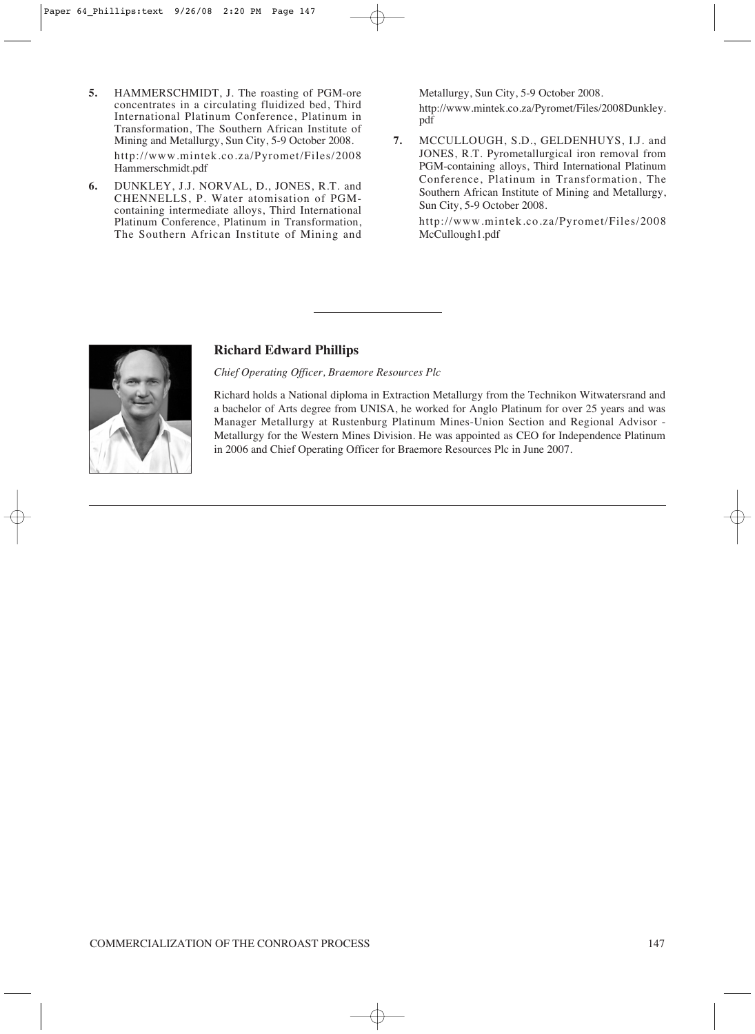5. HAMMERSCHMIDT, J. The roasting of PGM-ore concentrates in a circulating fluidized bed, Third International Platinum Conference, Platinum in Transformation, The Southern African Institute of Mining and Metallurgy, Sun City, 5-9 October 2008. http://www.mintek.co.za/Pyromet/Files/2008Hammerschmidt.pdf

6. DUNKLEY, J.J. NORVAL, D., JONES, R.T. and CHENNELLS, P. Water atomisation of PGM-containing intermediate alloys, Third International Platinum Conference, Platinum in Transformation, The Southern African Institute of Mining and Metallurgy, Sun City, 5-9 October 2008. http://www.mintek.co.za/Pyromet/Files/2008Dunkley.pdf

7. MCCULLOUGH, S.D., GELDENHUYS, I.J. and JONES, R.T. Pyrometallurgical iron removal from PGM-containing alloys, Third International Platinum Conference, Platinum in Transformation, The Southern African Institute of Mining and Metallurgy, Sun City, 5-9 October 2008. http://www.mintek.co.za/Pyromet/Files/2008McCullough1.pdf

---

**Richard Edward Phillips**

*Chief Operating Officer, Braemore Resources Plc*

Richard holds a National diploma in Extraction Metallurgy from the Technikon Witwatersrand and a bachelor of Arts degree from UNISA, he worked for Anglo Platinum for over 25 years and was Manager Metallurgy at Rustenburg Platinum Mines-Union Section and Regional Advisor - Metallurgy for the Western Mines Division. He was appointed as CEO for Independence Platinum in 2006 and Chief Operating Officer for Braemore Resources Plc in June 2007.